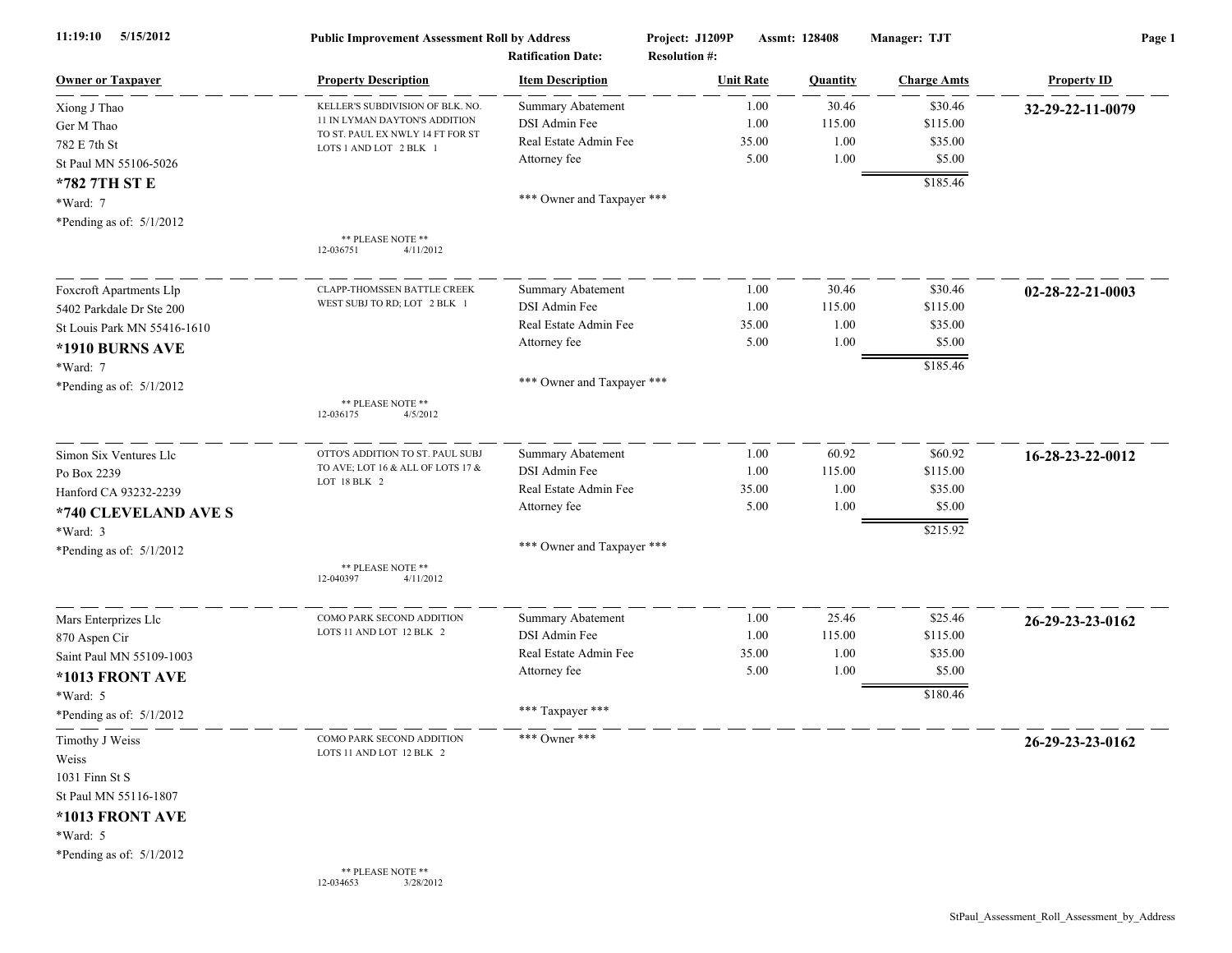**Public Improvement Assessment Roll by Address**

Project: J1209P &nbsp;&nbsp; Assmt: 128408 &nbsp;&nbsp; Manager: TJT

Ratification Date: &nbsp;&nbsp; Resolution #:

11:19:10 5/15/2012

| Owner or Taxpayer | Property Description | Item Description | Unit Rate | Quantity | Charge Amts | Property ID |
|---|---|---|---|---|---|---|
| Xiong J Thao<br>Ger M Thao<br>782 E 7th St<br>St Paul MN 55106-5026<br>**\*782 7TH ST E**<br>\*Ward: 7<br>\*Pending as of: 5/1/2012 | KELLER'S SUBDIVISION OF BLK. NO. 11 IN LYMAN DAYTON'S ADDITION TO ST. PAUL EX NWLY 14 FT FOR ST LOTS 1 AND LOT 2 BLK 1<br><br>** PLEASE NOTE **<br>12-036751 4/11/2012 | Summary Abatement<br>DSI Admin Fee<br>Real Estate Admin Fee<br>Attorney fee<br><br>\*\*\* Owner and Taxpayer \*\*\* | 1.00<br>1.00<br>35.00<br>5.00 | 30.46<br>115.00<br>1.00<br>1.00 | $30.46<br>$115.00<br>$35.00<br>$5.00<br>$185.46 | **32-29-22-11-0079** |
| Foxcroft Apartments Llp<br>5402 Parkdale Dr Ste 200<br>St Louis Park MN 55416-1610<br>**\*1910 BURNS AVE**<br>\*Ward: 7<br>\*Pending as of: 5/1/2012 | CLAPP-THOMSSEN BATTLE CREEK WEST SUBJ TO RD; LOT 2 BLK 1<br><br>** PLEASE NOTE **<br>12-036175 4/5/2012 | Summary Abatement<br>DSI Admin Fee<br>Real Estate Admin Fee<br>Attorney fee<br><br>\*\*\* Owner and Taxpayer \*\*\* | 1.00<br>1.00<br>35.00<br>5.00 | 30.46<br>115.00<br>1.00<br>1.00 | $30.46<br>$115.00<br>$35.00<br>$5.00<br>$185.46 | **02-28-22-21-0003** |
| Simon Six Ventures Llc<br>Po Box 2239<br>Hanford CA 93232-2239<br>**\*740 CLEVELAND AVE S**<br>\*Ward: 3<br>\*Pending as of: 5/1/2012 | OTTO'S ADDITION TO ST. PAUL SUBJ TO AVE; LOT 16 & ALL OF LOTS 17 & LOT 18 BLK 2<br><br>** PLEASE NOTE **<br>12-040397 4/11/2012 | Summary Abatement<br>DSI Admin Fee<br>Real Estate Admin Fee<br>Attorney fee<br><br>\*\*\* Owner and Taxpayer \*\*\* | 1.00<br>1.00<br>35.00<br>5.00 | 60.92<br>115.00<br>1.00<br>1.00 | $60.92<br>$115.00<br>$35.00<br>$5.00<br>$215.92 | **16-28-23-22-0012** |
| Mars Enterprizes Llc<br>870 Aspen Cir<br>Saint Paul MN 55109-1003<br>**\*1013 FRONT AVE**<br>\*Ward: 5<br>\*Pending as of: 5/1/2012 | COMO PARK SECOND ADDITION LOTS 11 AND LOT 12 BLK 2 | Summary Abatement<br>DSI Admin Fee<br>Real Estate Admin Fee<br>Attorney fee<br><br>\*\*\* Taxpayer \*\*\* | 1.00<br>1.00<br>35.00<br>5.00 | 25.46<br>115.00<br>1.00<br>1.00 | $25.46<br>$115.00<br>$35.00<br>$5.00<br>$180.46 | **26-29-23-23-0162** |
| Timothy J Weiss<br>Weiss<br>1031 Finn St S<br>St Paul MN 55116-1807<br>**\*1013 FRONT AVE**<br>\*Ward: 5<br>\*Pending as of: 5/1/2012 | COMO PARK SECOND ADDITION LOTS 11 AND LOT 12 BLK 2<br><br>** PLEASE NOTE **<br>12-034653 3/28/2012 | \*\*\* Owner \*\*\* | | | | **26-29-23-23-0162** |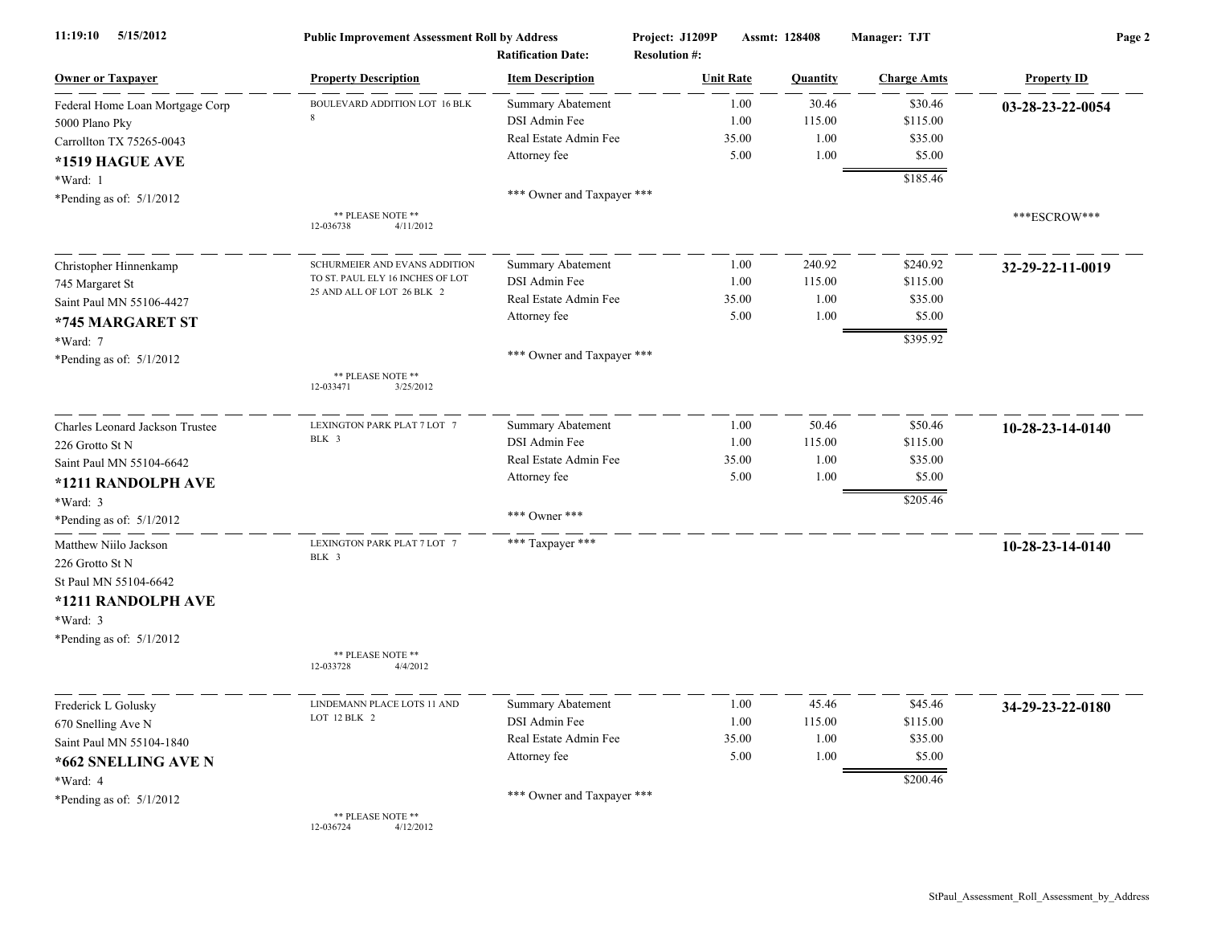**Public Improvement Assessment Roll by Address**

Project: J1209P  Assmt: 128408  Manager: TJT

Ratification Date:  Resolution #:

| Owner or Taxpayer | Property Description | Item Description | Unit Rate | Quantity | Charge Amts | Property ID |
|---|---|---|---|---|---|---|
| Federal Home Loan Mortgage Corp<br>5000 Plano Pky<br>Carrollton TX 75265-0043<br>**\*1519 HAGUE AVE**<br>\*Ward: 1<br>\*Pending as of: 5/1/2012 | BOULEVARD ADDITION LOT 16 BLK 8<br><br>** PLEASE NOTE **<br>12-036738 4/11/2012 | Summary Abatement<br>DSI Admin Fee<br>Real Estate Admin Fee<br>Attorney fee<br><br>*** Owner and Taxpayer *** | 1.00<br>1.00<br>35.00<br>5.00 | 30.46<br>115.00<br>1.00<br>1.00 | $30.46<br>$115.00<br>$35.00<br>$5.00<br>$185.46 | **03-28-23-22-0054**<br><br>***ESCROW*** |
| Christopher Hinnenkamp<br>745 Margaret St<br>Saint Paul MN 55106-4427<br>**\*745 MARGARET ST**<br>\*Ward: 7<br>\*Pending as of: 5/1/2012 | SCHURMEIER AND EVANS ADDITION TO ST. PAUL ELY 16 INCHES OF LOT 25 AND ALL OF LOT 26 BLK 2<br><br>** PLEASE NOTE **<br>12-033471 3/25/2012 | Summary Abatement<br>DSI Admin Fee<br>Real Estate Admin Fee<br>Attorney fee<br><br>*** Owner and Taxpayer *** | 1.00<br>1.00<br>35.00<br>5.00 | 240.92<br>115.00<br>1.00<br>1.00 | $240.92<br>$115.00<br>$35.00<br>$5.00<br>$395.92 | **32-29-22-11-0019** |
| Charles Leonard Jackson Trustee<br>226 Grotto St N<br>Saint Paul MN 55104-6642<br>**\*1211 RANDOLPH AVE**<br>\*Ward: 3<br>\*Pending as of: 5/1/2012 | LEXINGTON PARK PLAT 7 LOT 7 BLK 3 | Summary Abatement<br>DSI Admin Fee<br>Real Estate Admin Fee<br>Attorney fee<br><br>*** Owner *** | 1.00<br>1.00<br>35.00<br>5.00 | 50.46<br>115.00<br>1.00<br>1.00 | $50.46<br>$115.00<br>$35.00<br>$5.00<br>$205.46 | **10-28-23-14-0140** |
| Matthew Niilo Jackson<br>226 Grotto St N<br>St Paul MN 55104-6642<br>**\*1211 RANDOLPH AVE**<br>\*Ward: 3<br>\*Pending as of: 5/1/2012 | LEXINGTON PARK PLAT 7 LOT 7 BLK 3<br><br>** PLEASE NOTE **<br>12-033728 4/4/2012 | *** Taxpayer *** | | | | **10-28-23-14-0140** |
| Frederick L Golusky<br>670 Snelling Ave N<br>Saint Paul MN 55104-1840<br>**\*662 SNELLING AVE N**<br>\*Ward: 4<br>\*Pending as of: 5/1/2012 | LINDEMANN PLACE LOTS 11 AND LOT 12 BLK 2<br><br>** PLEASE NOTE **<br>12-036724 4/12/2012 | Summary Abatement<br>DSI Admin Fee<br>Real Estate Admin Fee<br>Attorney fee<br><br>*** Owner and Taxpayer *** | 1.00<br>1.00<br>35.00<br>5.00 | 45.46<br>115.00<br>1.00<br>1.00 | $45.46<br>$115.00<br>$35.00<br>$5.00<br>$200.46 | **34-29-23-22-0180** |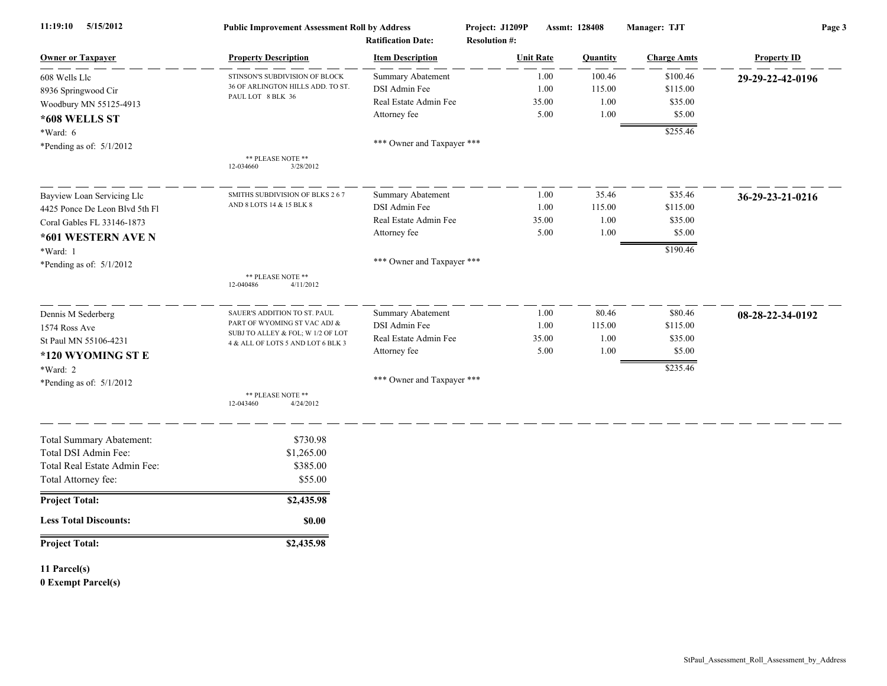| Owner or Taxpayer | Property Description | Item Description | Unit Rate | Quantity | Charge Amts | Property ID |
|---|---|---|---|---|---|---|
| 608 Wells Llc<br>8936 Springwood Cir<br>Woodbury MN 55125-4913<br>**\*608 WELLS ST**<br>\*Ward: 6<br>\*Pending as of: 5/1/2012 | STINSON'S SUBDIVISION OF BLOCK 36 OF ARLINGTON HILLS ADD. TO ST. PAUL LOT 8 BLK 36<br><br>\*\* PLEASE NOTE \*\*<br>12-034660 3/28/2012 | Summary Abatement<br>DSI Admin Fee<br>Real Estate Admin Fee<br>Attorney fee<br><br>\*\*\* Owner and Taxpayer \*\*\* | 1.00<br>1.00<br>35.00<br>5.00 | 100.46<br>115.00<br>1.00<br>1.00 | $100.46<br>$115.00<br>$35.00<br>$5.00<br>$255.46 | **29-29-22-42-0196** |
| Bayview Loan Servicing Llc<br>4425 Ponce De Leon Blvd 5th Fl<br>Coral Gables FL 33146-1873<br>**\*601 WESTERN AVE N**<br>\*Ward: 1<br>\*Pending as of: 5/1/2012 | SMITHS SUBDIVISION OF BLKS 2 6 7 AND 8 LOTS 14 & 15 BLK 8<br><br>\*\* PLEASE NOTE \*\*<br>12-040486 4/11/2012 | Summary Abatement<br>DSI Admin Fee<br>Real Estate Admin Fee<br>Attorney fee<br><br>\*\*\* Owner and Taxpayer \*\*\* | 1.00<br>1.00<br>35.00<br>5.00 | 35.46<br>115.00<br>1.00<br>1.00 | $35.46<br>$115.00<br>$35.00<br>$5.00<br>$190.46 | **36-29-23-21-0216** |
| Dennis M Sederberg<br>1574 Ross Ave<br>St Paul MN 55106-4231<br>**\*120 WYOMING ST E**<br>\*Ward: 2<br>\*Pending as of: 5/1/2012 | SAUER'S ADDITION TO ST. PAUL PART OF WYOMING ST VAC ADJ & SUBJ TO ALLEY & FOL; W 1/2 OF LOT 4 & ALL OF LOTS 5 AND LOT 6 BLK 3<br><br>\*\* PLEASE NOTE \*\*<br>12-043460 4/24/2012 | Summary Abatement<br>DSI Admin Fee<br>Real Estate Admin Fee<br>Attorney fee<br><br>\*\*\* Owner and Taxpayer \*\*\* | 1.00<br>1.00<br>35.00<br>5.00 | 80.46<br>115.00<br>1.00<br>1.00 | $80.46<br>$115.00<br>$35.00<br>$5.00<br>$235.46 | **08-28-22-34-0192** |

| | |
|---|---|
| Total Summary Abatement: | $730.98 |
| Total DSI Admin Fee: | $1,265.00 |
| Total Real Estate Admin Fee: | $385.00 |
| Total Attorney fee: | $55.00 |
| **Project Total:** | **$2,435.98** |
| **Less Total Discounts:** | **$0.00** |
| **Project Total:** | **$2,435.98** |

**11 Parcel(s)**
**0 Exempt Parcel(s)**